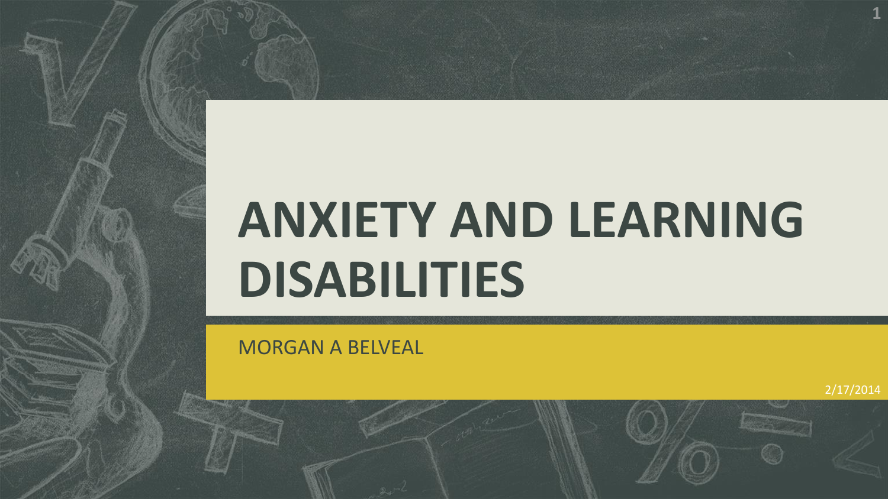# ANXIETY AND LEARNING DISABILITIES

MORGAN A BELVEAL

2/17/2014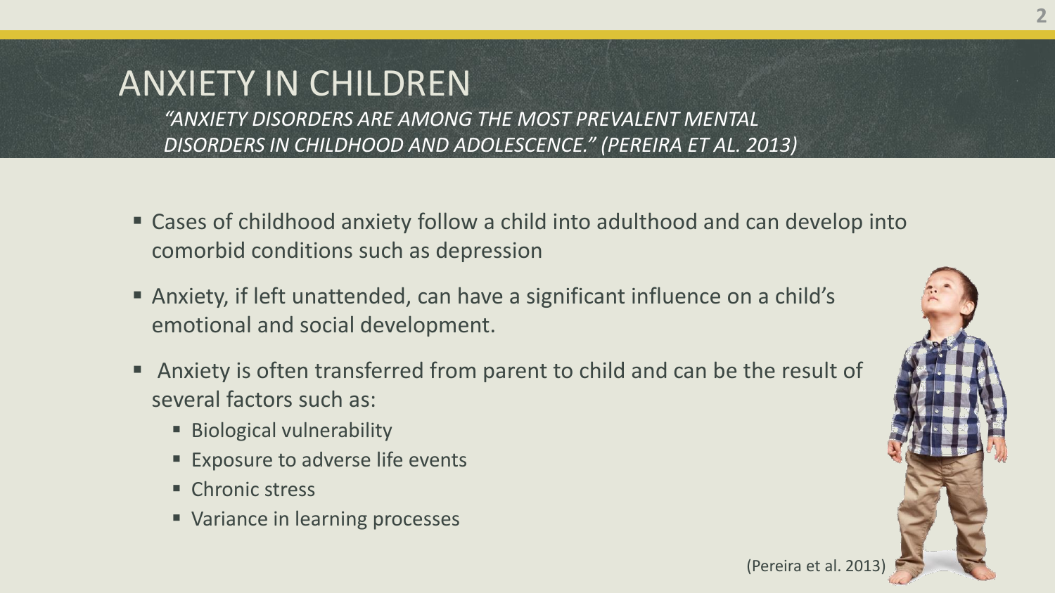# ANXIETY IN CHILDREN

*"ANXIETY DISORDERS ARE AMONG THE MOST PREVALENT MENTAL DISORDERS IN CHILDHOOD AND ADOLESCENCE." (PEREIRA ET AL. 2013)*

- Cases of childhood anxiety follow a child into adulthood and can develop into comorbid conditions such as depression
- Anxiety, if left unattended, can have a significant influence on a child's emotional and social development.
- Anxiety is often transferred from parent to child and can be the result of several factors such as:
  - Biological vulnerability
  - Exposure to adverse life events
  - Chronic stress
  - Variance in learning processes

(Pereira et al. 2013)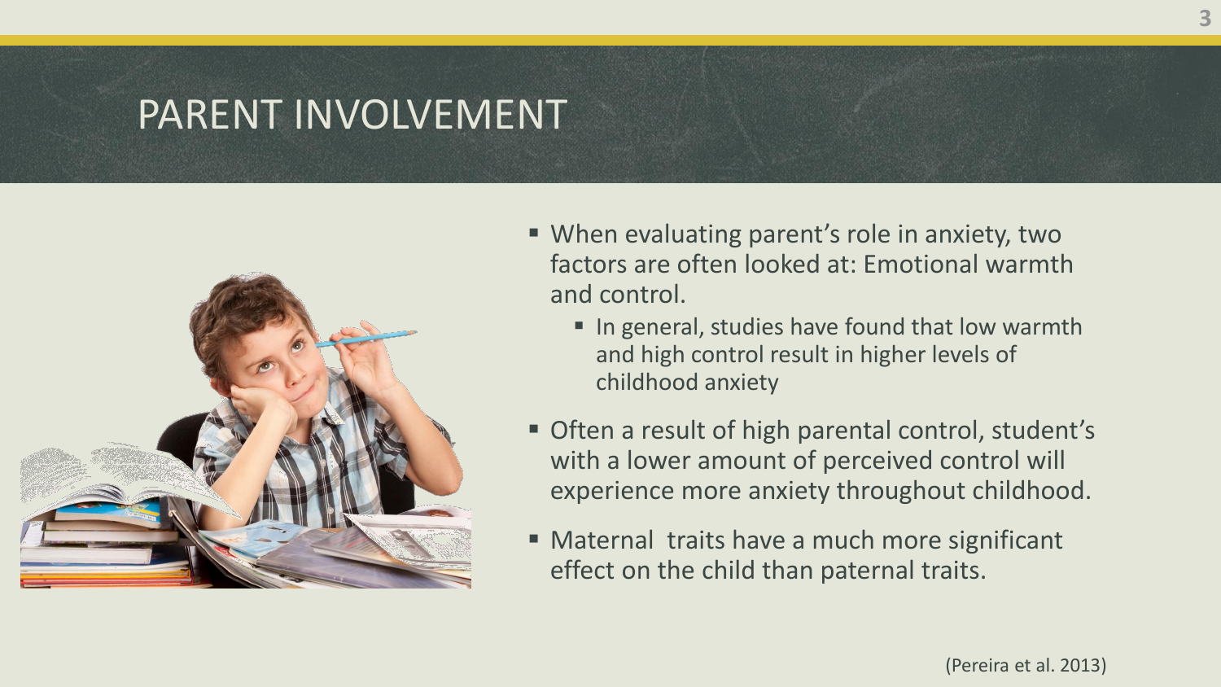# PARENT INVOLVEMENT

- When evaluating parent's role in anxiety, two factors are often looked at: Emotional warmth and control.
  - In general, studies have found that low warmth and high control result in higher levels of childhood anxiety
- Often a result of high parental control, student's with a lower amount of perceived control will experience more anxiety throughout childhood.
- Maternal traits have a much more significant effect on the child than paternal traits.

(Pereira et al. 2013)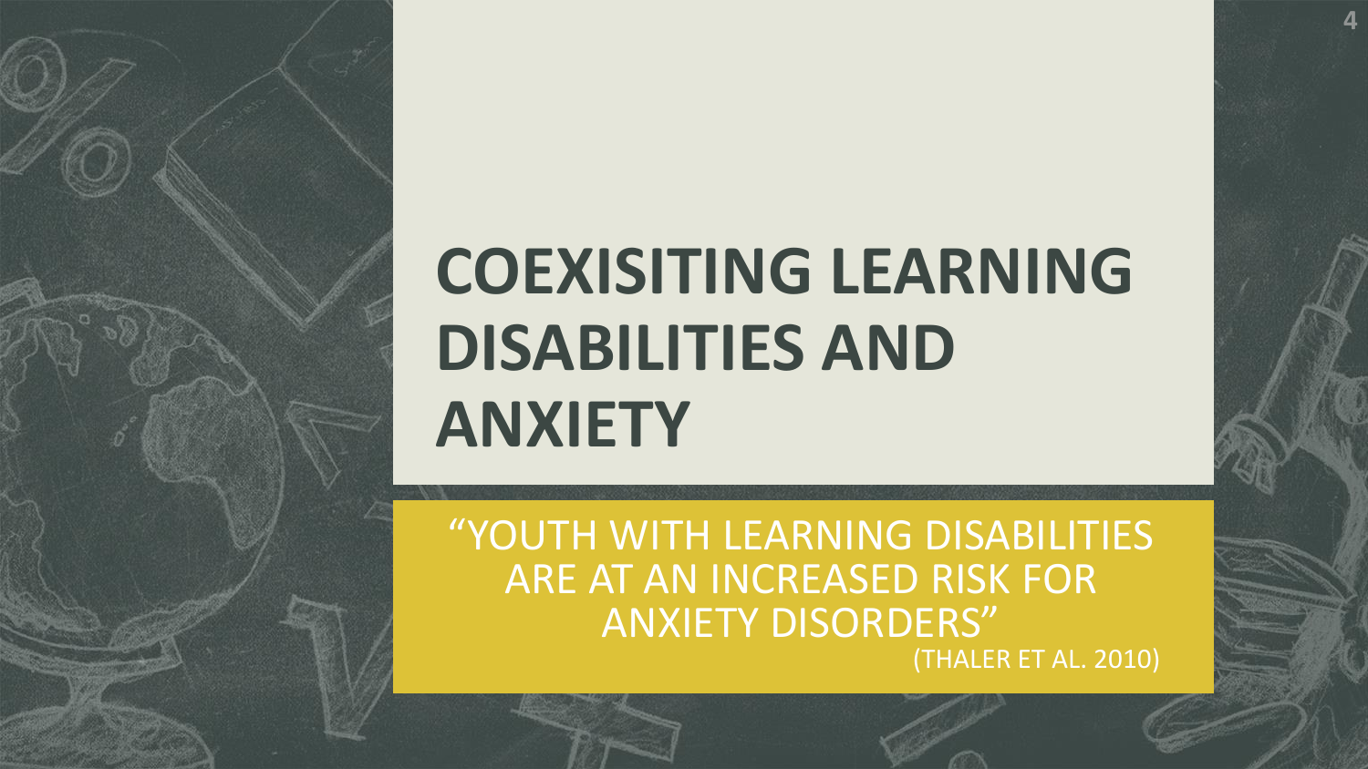# COEXISITING LEARNING DISABILITIES AND ANXIETY

"YOUTH WITH LEARNING DISABILITIES ARE AT AN INCREASED RISK FOR ANXIETY DISORDERS"

(THALER ET AL. 2010)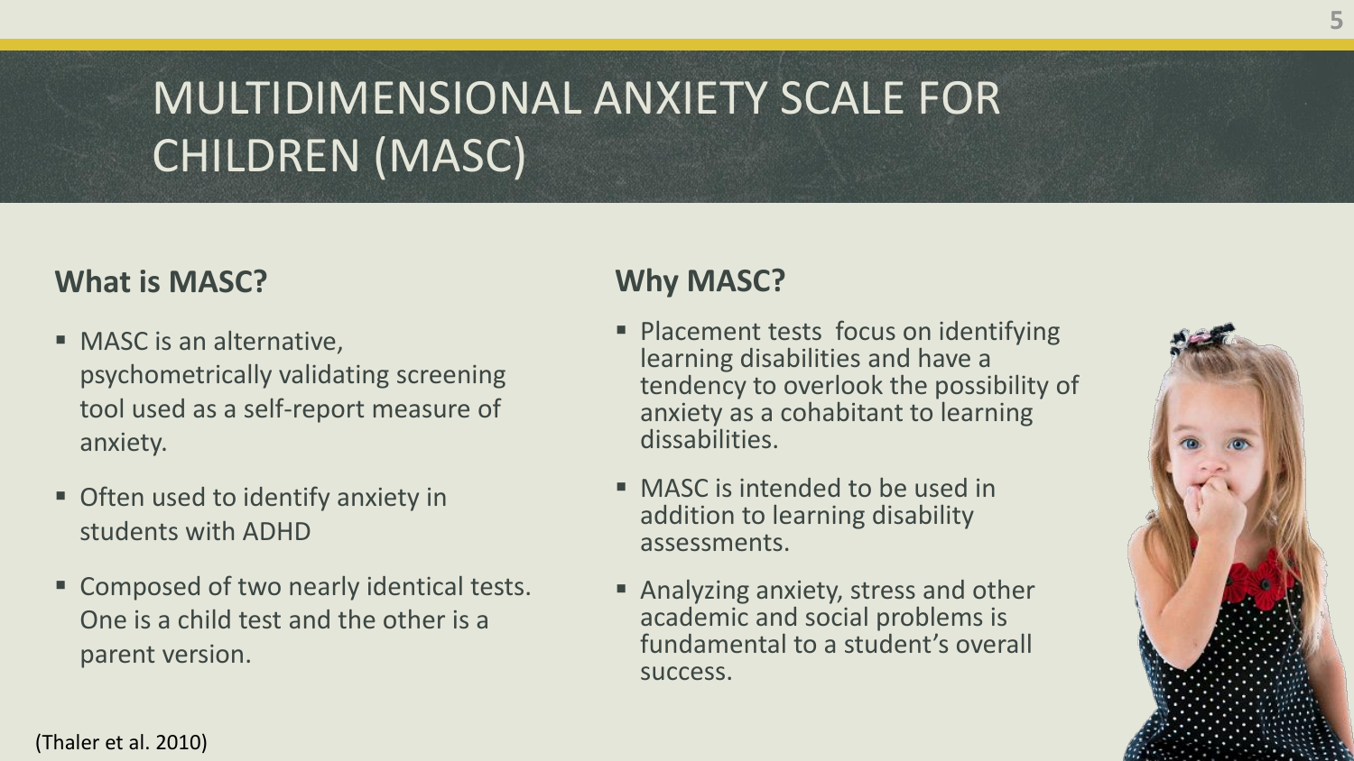# MULTIDIMENSIONAL ANXIETY SCALE FOR CHILDREN (MASC)

## What is MASC?

- MASC is an alternative, psychometrically validating screening tool used as a self-report measure of anxiety.
- Often used to identify anxiety in students with ADHD
- Composed of two nearly identical tests. One is a child test and the other is a parent version.

## Why MASC?

- Placement tests focus on identifying learning disabilities and have a tendency to overlook the possibility of anxiety as a cohabitant to learning dissabilities.
- MASC is intended to be used in addition to learning disability assessments.
- Analyzing anxiety, stress and other academic and social problems is fundamental to a student's overall success.

(Thaler et al. 2010)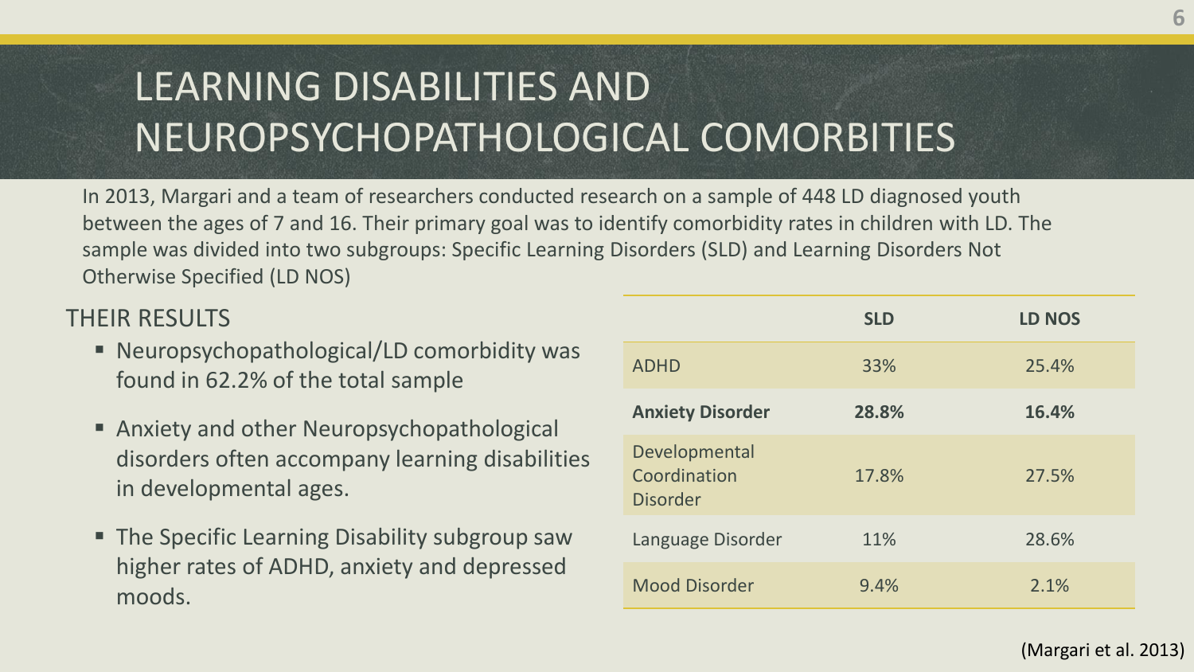# LEARNING DISABILITIES AND NEUROPSYCHOPATHOLOGICAL COMORBITIES

In 2013, Margari and a team of researchers conducted research on a sample of 448 LD diagnosed youth between the ages of 7 and 16. Their primary goal was to identify comorbidity rates in children with LD. The sample was divided into two subgroups: Specific Learning Disorders (SLD) and Learning Disorders Not Otherwise Specified (LD NOS)

## THEIR RESULTS

- Neuropsychopathological/LD comorbidity was found in 62.2% of the total sample
- Anxiety and other Neuropsychopathological disorders often accompany learning disabilities in developmental ages.
- The Specific Learning Disability subgroup saw higher rates of ADHD, anxiety and depressed moods.

| | SLD | LD NOS |
|---|---|---|
| ADHD | 33% | 25.4% |
| **Anxiety Disorder** | **28.8%** | **16.4%** |
| Developmental Coordination Disorder | 17.8% | 27.5% |
| Language Disorder | 11% | 28.6% |
| Mood Disorder | 9.4% | 2.1% |

(Margari et al. 2013)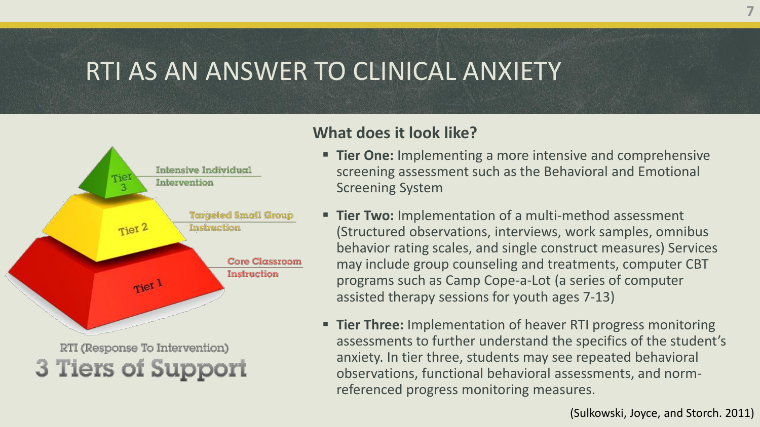# RTI AS AN ANSWER TO CLINICAL ANXIETY

Tier 3 — Intensive Individual Intervention

Tier 2 — Targeted Small Group Instruction

Tier 1 — Core Classroom Instruction

RTI (Response To Intervention)

3 Tiers of Support

**What does it look like?**

- **Tier One:** Implementing a more intensive and comprehensive screening assessment such as the Behavioral and Emotional Screening System
- **Tier Two:** Implementation of a multi-method assessment (Structured observations, interviews, work samples, omnibus behavior rating scales, and single construct measures) Services may include group counseling and treatments, computer CBT programs such as Camp Cope-a-Lot (a series of computer assisted therapy sessions for youth ages 7-13)
- **Tier Three:** Implementation of heaver RTI progress monitoring assessments to further understand the specifics of the student's anxiety. In tier three, students may see repeated behavioral observations, functional behavioral assessments, and norm-referenced progress monitoring measures.

(Sulkowski, Joyce, and Storch. 2011)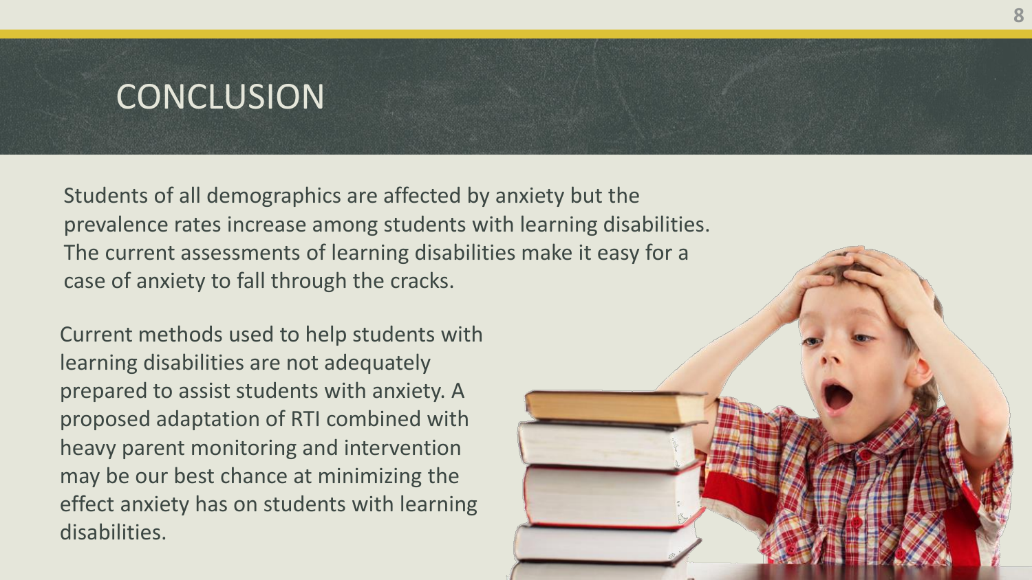# CONCLUSION

Students of all demographics are affected by anxiety but the prevalence rates increase among students with learning disabilities. The current assessments of learning disabilities make it easy for a case of anxiety to fall through the cracks.

Current methods used to help students with learning disabilities are not adequately prepared to assist students with anxiety. A proposed adaptation of RTI combined with heavy parent monitoring and intervention may be our best chance at minimizing the effect anxiety has on students with learning disabilities.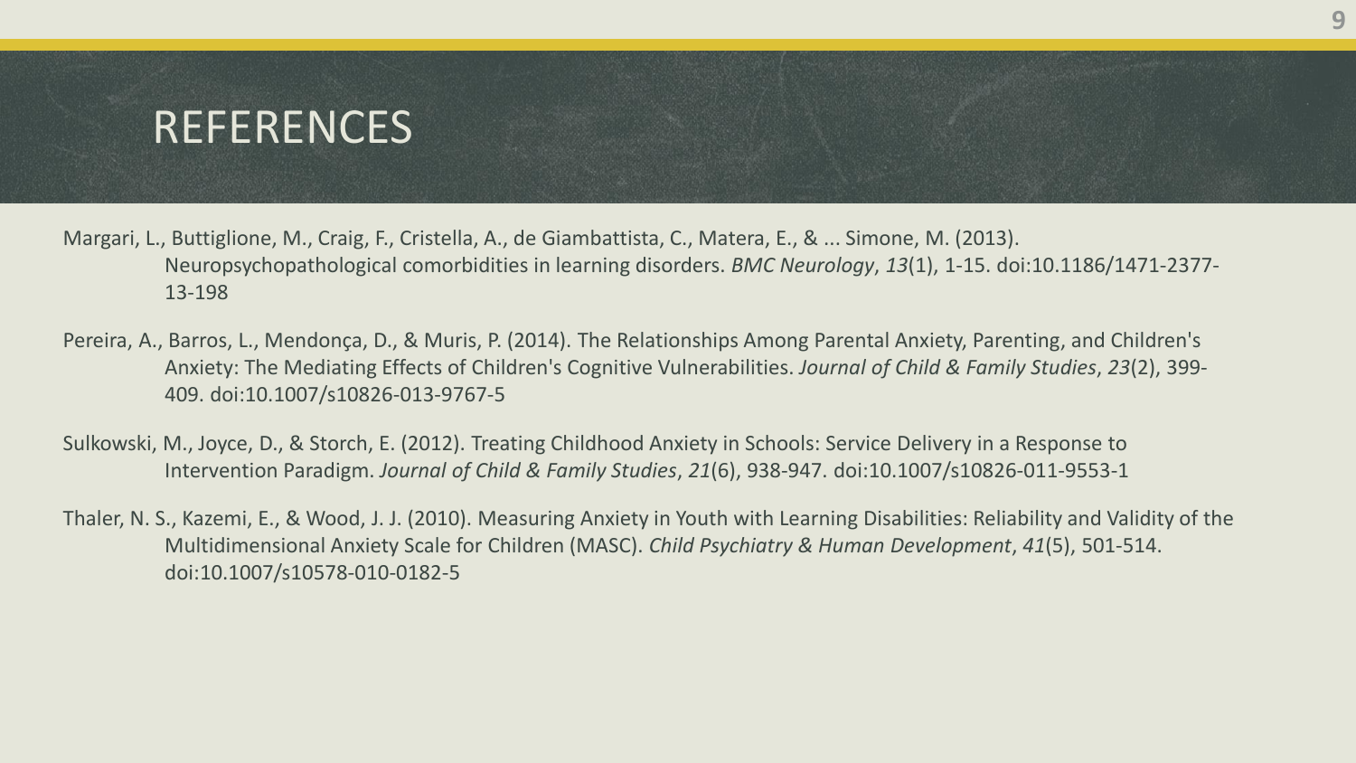# REFERENCES

Margari, L., Buttiglione, M., Craig, F., Cristella, A., de Giambattista, C., Matera, E., & ... Simone, M. (2013). Neuropsychopathological comorbidities in learning disorders. *BMC Neurology*, *13*(1), 1-15. doi:10.1186/1471-2377-13-198

Pereira, A., Barros, L., Mendonça, D., & Muris, P. (2014). The Relationships Among Parental Anxiety, Parenting, and Children's Anxiety: The Mediating Effects of Children's Cognitive Vulnerabilities. *Journal of Child & Family Studies*, *23*(2), 399-409. doi:10.1007/s10826-013-9767-5

Sulkowski, M., Joyce, D., & Storch, E. (2012). Treating Childhood Anxiety in Schools: Service Delivery in a Response to Intervention Paradigm. *Journal of Child & Family Studies*, *21*(6), 938-947. doi:10.1007/s10826-011-9553-1

Thaler, N. S., Kazemi, E., & Wood, J. J. (2010). Measuring Anxiety in Youth with Learning Disabilities: Reliability and Validity of the Multidimensional Anxiety Scale for Children (MASC). *Child Psychiatry & Human Development*, *41*(5), 501-514. doi:10.1007/s10578-010-0182-5